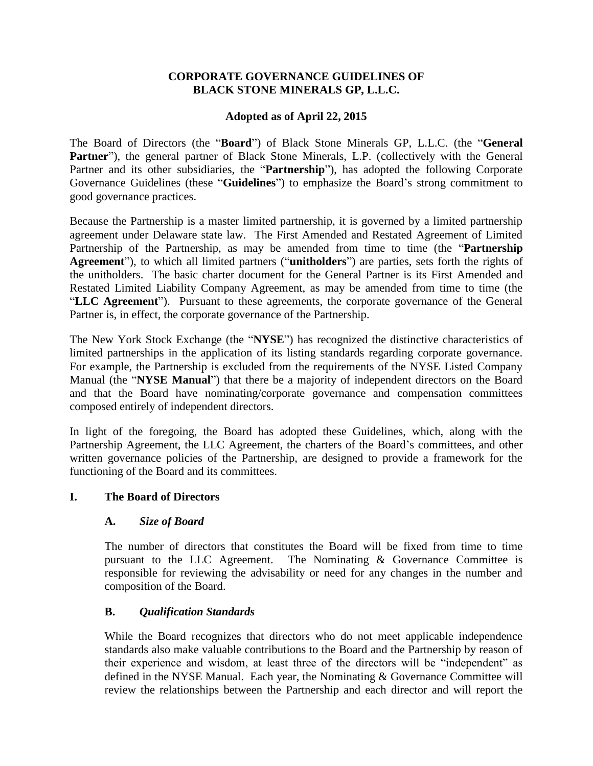# CORPORATE GOVERNANCE GUIDELINES OF BLACK STONE MINERALS GP, L.L.C.

**Adopted as of April 22, 2015**

The Board of Directors (the "**Board**") of Black Stone Minerals GP, L.L.C. (the "**General Partner**"), the general partner of Black Stone Minerals, L.P. (collectively with the General Partner and its other subsidiaries, the "**Partnership**"), has adopted the following Corporate Governance Guidelines (these "**Guidelines**") to emphasize the Board's strong commitment to good governance practices.

Because the Partnership is a master limited partnership, it is governed by a limited partnership agreement under Delaware state law. The First Amended and Restated Agreement of Limited Partnership of the Partnership, as may be amended from time to time (the "**Partnership Agreement**"), to which all limited partners ("**unitholders**") are parties, sets forth the rights of the unitholders. The basic charter document for the General Partner is its First Amended and Restated Limited Liability Company Agreement, as may be amended from time to time (the "**LLC Agreement**"). Pursuant to these agreements, the corporate governance of the General Partner is, in effect, the corporate governance of the Partnership.

The New York Stock Exchange (the "**NYSE**") has recognized the distinctive characteristics of limited partnerships in the application of its listing standards regarding corporate governance. For example, the Partnership is excluded from the requirements of the NYSE Listed Company Manual (the "**NYSE Manual**") that there be a majority of independent directors on the Board and that the Board have nominating/corporate governance and compensation committees composed entirely of independent directors.

In light of the foregoing, the Board has adopted these Guidelines, which, along with the Partnership Agreement, the LLC Agreement, the charters of the Board's committees, and other written governance policies of the Partnership, are designed to provide a framework for the functioning of the Board and its committees.

## I. The Board of Directors

### A. *Size of Board*

The number of directors that constitutes the Board will be fixed from time to time pursuant to the LLC Agreement. The Nominating & Governance Committee is responsible for reviewing the advisability or need for any changes in the number and composition of the Board.

### B. *Qualification Standards*

While the Board recognizes that directors who do not meet applicable independence standards also make valuable contributions to the Board and the Partnership by reason of their experience and wisdom, at least three of the directors will be "independent" as defined in the NYSE Manual. Each year, the Nominating & Governance Committee will review the relationships between the Partnership and each director and will report the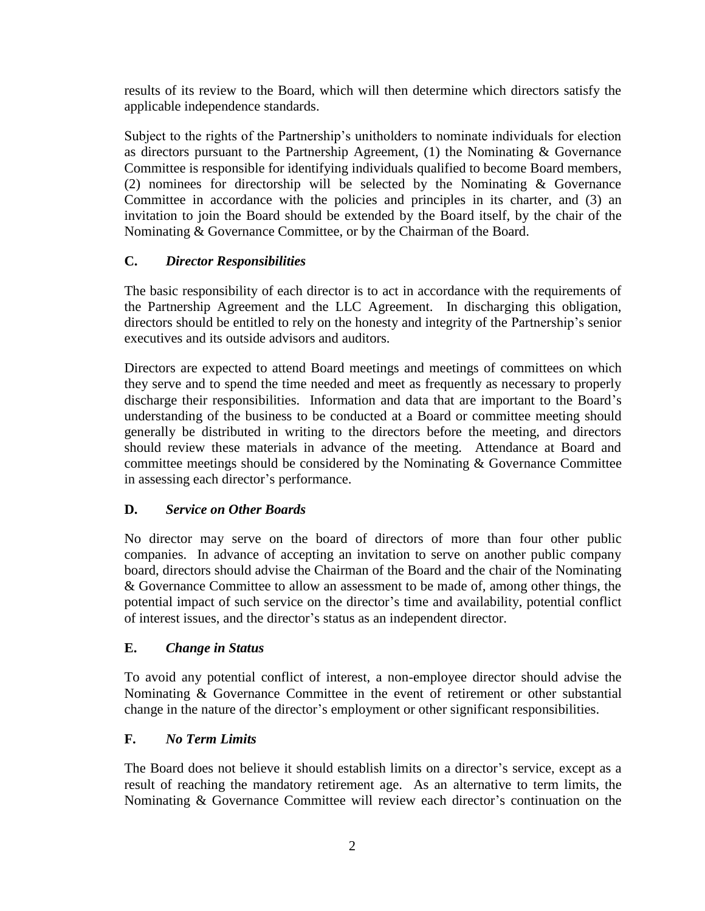results of its review to the Board, which will then determine which directors satisfy the applicable independence standards.

Subject to the rights of the Partnership's unitholders to nominate individuals for election as directors pursuant to the Partnership Agreement, (1) the Nominating & Governance Committee is responsible for identifying individuals qualified to become Board members, (2) nominees for directorship will be selected by the Nominating & Governance Committee in accordance with the policies and principles in its charter, and (3) an invitation to join the Board should be extended by the Board itself, by the chair of the Nominating & Governance Committee, or by the Chairman of the Board.

### C. *Director Responsibilities*

The basic responsibility of each director is to act in accordance with the requirements of the Partnership Agreement and the LLC Agreement. In discharging this obligation, directors should be entitled to rely on the honesty and integrity of the Partnership's senior executives and its outside advisors and auditors.

Directors are expected to attend Board meetings and meetings of committees on which they serve and to spend the time needed and meet as frequently as necessary to properly discharge their responsibilities. Information and data that are important to the Board's understanding of the business to be conducted at a Board or committee meeting should generally be distributed in writing to the directors before the meeting, and directors should review these materials in advance of the meeting. Attendance at Board and committee meetings should be considered by the Nominating & Governance Committee in assessing each director's performance.

### D. *Service on Other Boards*

No director may serve on the board of directors of more than four other public companies. In advance of accepting an invitation to serve on another public company board, directors should advise the Chairman of the Board and the chair of the Nominating & Governance Committee to allow an assessment to be made of, among other things, the potential impact of such service on the director's time and availability, potential conflict of interest issues, and the director's status as an independent director.

### E. *Change in Status*

To avoid any potential conflict of interest, a non-employee director should advise the Nominating & Governance Committee in the event of retirement or other substantial change in the nature of the director's employment or other significant responsibilities.

### F. *No Term Limits*

The Board does not believe it should establish limits on a director's service, except as a result of reaching the mandatory retirement age. As an alternative to term limits, the Nominating & Governance Committee will review each director's continuation on the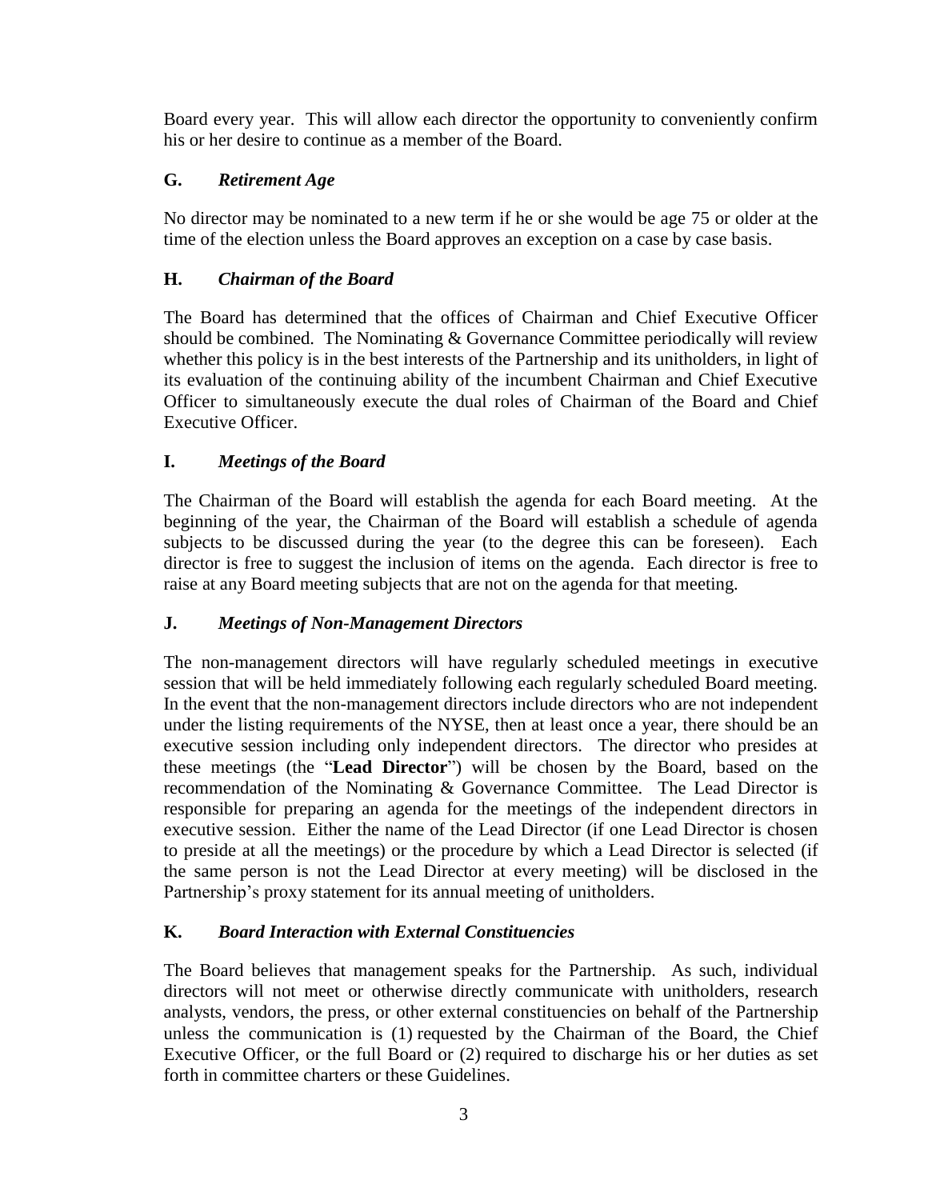Board every year. This will allow each director the opportunity to conveniently confirm his or her desire to continue as a member of the Board.

### G. *Retirement Age*

No director may be nominated to a new term if he or she would be age 75 or older at the time of the election unless the Board approves an exception on a case by case basis.

### H. *Chairman of the Board*

The Board has determined that the offices of Chairman and Chief Executive Officer should be combined. The Nominating & Governance Committee periodically will review whether this policy is in the best interests of the Partnership and its unitholders, in light of its evaluation of the continuing ability of the incumbent Chairman and Chief Executive Officer to simultaneously execute the dual roles of Chairman of the Board and Chief Executive Officer.

### I. *Meetings of the Board*

The Chairman of the Board will establish the agenda for each Board meeting. At the beginning of the year, the Chairman of the Board will establish a schedule of agenda subjects to be discussed during the year (to the degree this can be foreseen). Each director is free to suggest the inclusion of items on the agenda. Each director is free to raise at any Board meeting subjects that are not on the agenda for that meeting.

### J. *Meetings of Non-Management Directors*

The non-management directors will have regularly scheduled meetings in executive session that will be held immediately following each regularly scheduled Board meeting. In the event that the non-management directors include directors who are not independent under the listing requirements of the NYSE, then at least once a year, there should be an executive session including only independent directors. The director who presides at these meetings (the "**Lead Director**") will be chosen by the Board, based on the recommendation of the Nominating & Governance Committee. The Lead Director is responsible for preparing an agenda for the meetings of the independent directors in executive session. Either the name of the Lead Director (if one Lead Director is chosen to preside at all the meetings) or the procedure by which a Lead Director is selected (if the same person is not the Lead Director at every meeting) will be disclosed in the Partnership's proxy statement for its annual meeting of unitholders.

### K. *Board Interaction with External Constituencies*

The Board believes that management speaks for the Partnership. As such, individual directors will not meet or otherwise directly communicate with unitholders, research analysts, vendors, the press, or other external constituencies on behalf of the Partnership unless the communication is (1) requested by the Chairman of the Board, the Chief Executive Officer, or the full Board or (2) required to discharge his or her duties as set forth in committee charters or these Guidelines.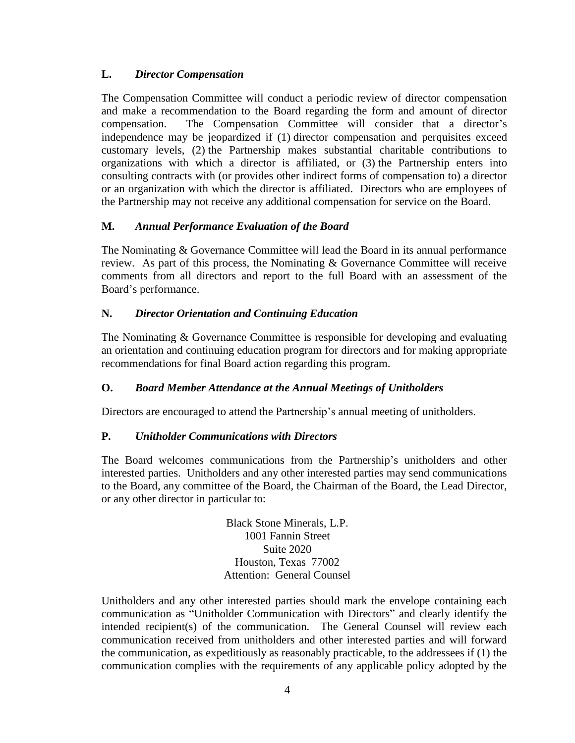### L. *Director Compensation*

The Compensation Committee will conduct a periodic review of director compensation and make a recommendation to the Board regarding the form and amount of director compensation. The Compensation Committee will consider that a director's independence may be jeopardized if (1) director compensation and perquisites exceed customary levels, (2) the Partnership makes substantial charitable contributions to organizations with which a director is affiliated, or (3) the Partnership enters into consulting contracts with (or provides other indirect forms of compensation to) a director or an organization with which the director is affiliated. Directors who are employees of the Partnership may not receive any additional compensation for service on the Board.

### M. *Annual Performance Evaluation of the Board*

The Nominating & Governance Committee will lead the Board in its annual performance review. As part of this process, the Nominating & Governance Committee will receive comments from all directors and report to the full Board with an assessment of the Board's performance.

### N. *Director Orientation and Continuing Education*

The Nominating & Governance Committee is responsible for developing and evaluating an orientation and continuing education program for directors and for making appropriate recommendations for final Board action regarding this program.

### O. *Board Member Attendance at the Annual Meetings of Unitholders*

Directors are encouraged to attend the Partnership's annual meeting of unitholders.

### P. *Unitholder Communications with Directors*

The Board welcomes communications from the Partnership's unitholders and other interested parties. Unitholders and any other interested parties may send communications to the Board, any committee of the Board, the Chairman of the Board, the Lead Director, or any other director in particular to:

Black Stone Minerals, L.P.
1001 Fannin Street
Suite 2020
Houston, Texas 77002
Attention: General Counsel

Unitholders and any other interested parties should mark the envelope containing each communication as "Unitholder Communication with Directors" and clearly identify the intended recipient(s) of the communication. The General Counsel will review each communication received from unitholders and other interested parties and will forward the communication, as expeditiously as reasonably practicable, to the addressees if (1) the communication complies with the requirements of any applicable policy adopted by the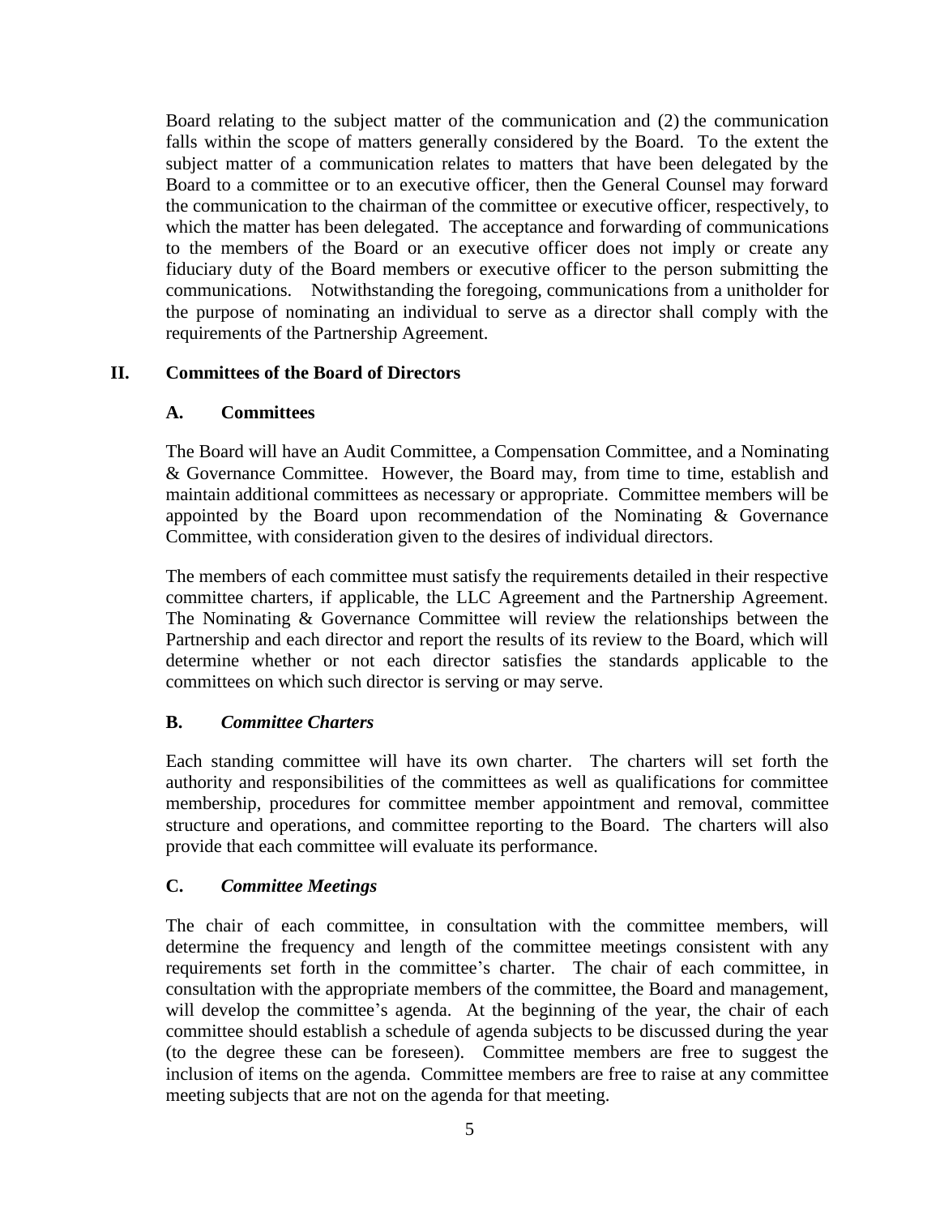Board relating to the subject matter of the communication and (2) the communication falls within the scope of matters generally considered by the Board. To the extent the subject matter of a communication relates to matters that have been delegated by the Board to a committee or to an executive officer, then the General Counsel may forward the communication to the chairman of the committee or executive officer, respectively, to which the matter has been delegated. The acceptance and forwarding of communications to the members of the Board or an executive officer does not imply or create any fiduciary duty of the Board members or executive officer to the person submitting the communications. Notwithstanding the foregoing, communications from a unitholder for the purpose of nominating an individual to serve as a director shall comply with the requirements of the Partnership Agreement.

## II. Committees of the Board of Directors

### A. Committees

The Board will have an Audit Committee, a Compensation Committee, and a Nominating & Governance Committee. However, the Board may, from time to time, establish and maintain additional committees as necessary or appropriate. Committee members will be appointed by the Board upon recommendation of the Nominating & Governance Committee, with consideration given to the desires of individual directors.

The members of each committee must satisfy the requirements detailed in their respective committee charters, if applicable, the LLC Agreement and the Partnership Agreement. The Nominating & Governance Committee will review the relationships between the Partnership and each director and report the results of its review to the Board, which will determine whether or not each director satisfies the standards applicable to the committees on which such director is serving or may serve.

### B. *Committee Charters*

Each standing committee will have its own charter. The charters will set forth the authority and responsibilities of the committees as well as qualifications for committee membership, procedures for committee member appointment and removal, committee structure and operations, and committee reporting to the Board. The charters will also provide that each committee will evaluate its performance.

### C. *Committee Meetings*

The chair of each committee, in consultation with the committee members, will determine the frequency and length of the committee meetings consistent with any requirements set forth in the committee's charter. The chair of each committee, in consultation with the appropriate members of the committee, the Board and management, will develop the committee's agenda. At the beginning of the year, the chair of each committee should establish a schedule of agenda subjects to be discussed during the year (to the degree these can be foreseen). Committee members are free to suggest the inclusion of items on the agenda. Committee members are free to raise at any committee meeting subjects that are not on the agenda for that meeting.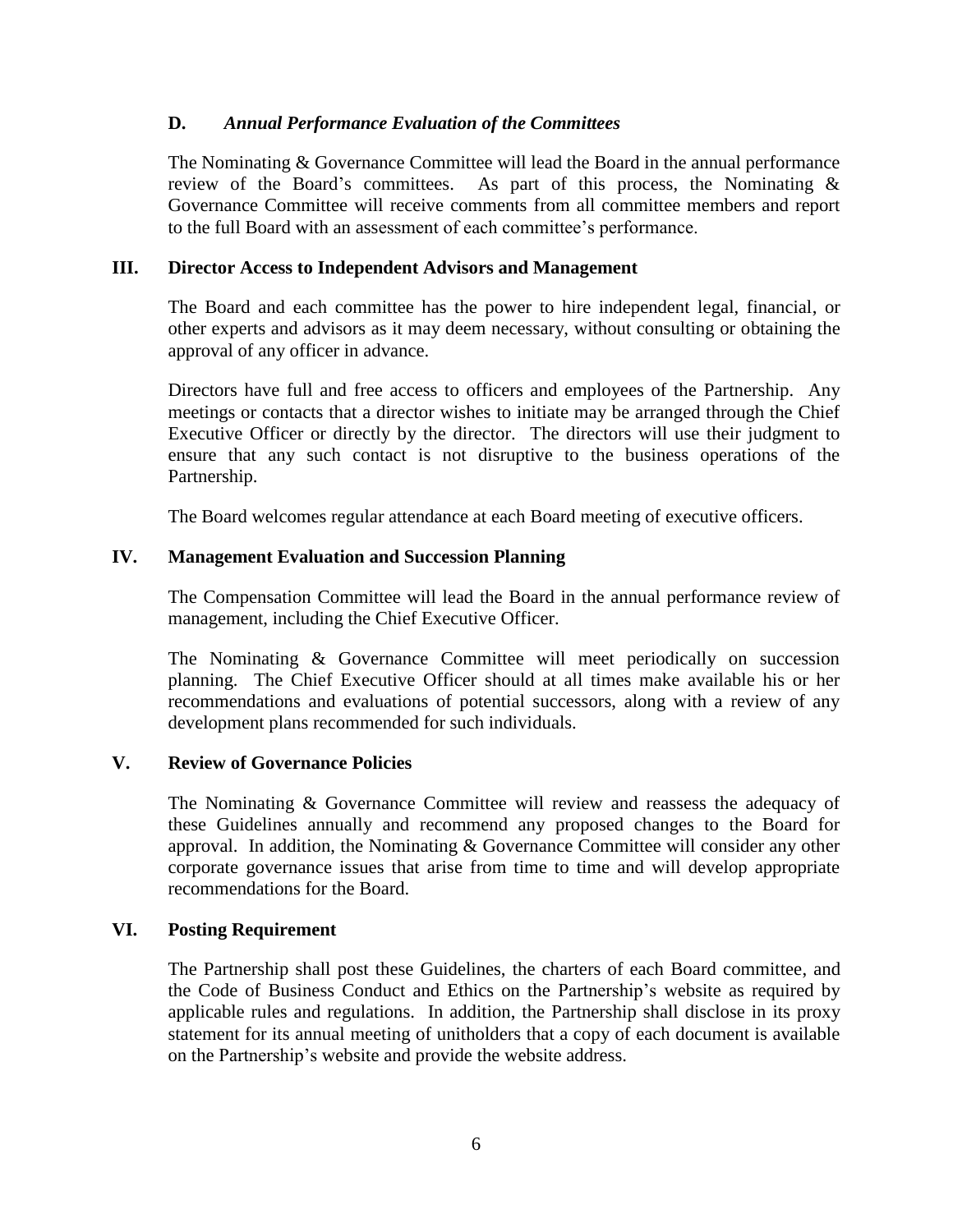### D. *Annual Performance Evaluation of the Committees*

The Nominating & Governance Committee will lead the Board in the annual performance review of the Board's committees. As part of this process, the Nominating & Governance Committee will receive comments from all committee members and report to the full Board with an assessment of each committee's performance.

## III. Director Access to Independent Advisors and Management

The Board and each committee has the power to hire independent legal, financial, or other experts and advisors as it may deem necessary, without consulting or obtaining the approval of any officer in advance.

Directors have full and free access to officers and employees of the Partnership. Any meetings or contacts that a director wishes to initiate may be arranged through the Chief Executive Officer or directly by the director. The directors will use their judgment to ensure that any such contact is not disruptive to the business operations of the Partnership.

The Board welcomes regular attendance at each Board meeting of executive officers.

## IV. Management Evaluation and Succession Planning

The Compensation Committee will lead the Board in the annual performance review of management, including the Chief Executive Officer.

The Nominating & Governance Committee will meet periodically on succession planning. The Chief Executive Officer should at all times make available his or her recommendations and evaluations of potential successors, along with a review of any development plans recommended for such individuals.

## V. Review of Governance Policies

The Nominating & Governance Committee will review and reassess the adequacy of these Guidelines annually and recommend any proposed changes to the Board for approval. In addition, the Nominating & Governance Committee will consider any other corporate governance issues that arise from time to time and will develop appropriate recommendations for the Board.

## VI. Posting Requirement

The Partnership shall post these Guidelines, the charters of each Board committee, and the Code of Business Conduct and Ethics on the Partnership's website as required by applicable rules and regulations. In addition, the Partnership shall disclose in its proxy statement for its annual meeting of unitholders that a copy of each document is available on the Partnership's website and provide the website address.